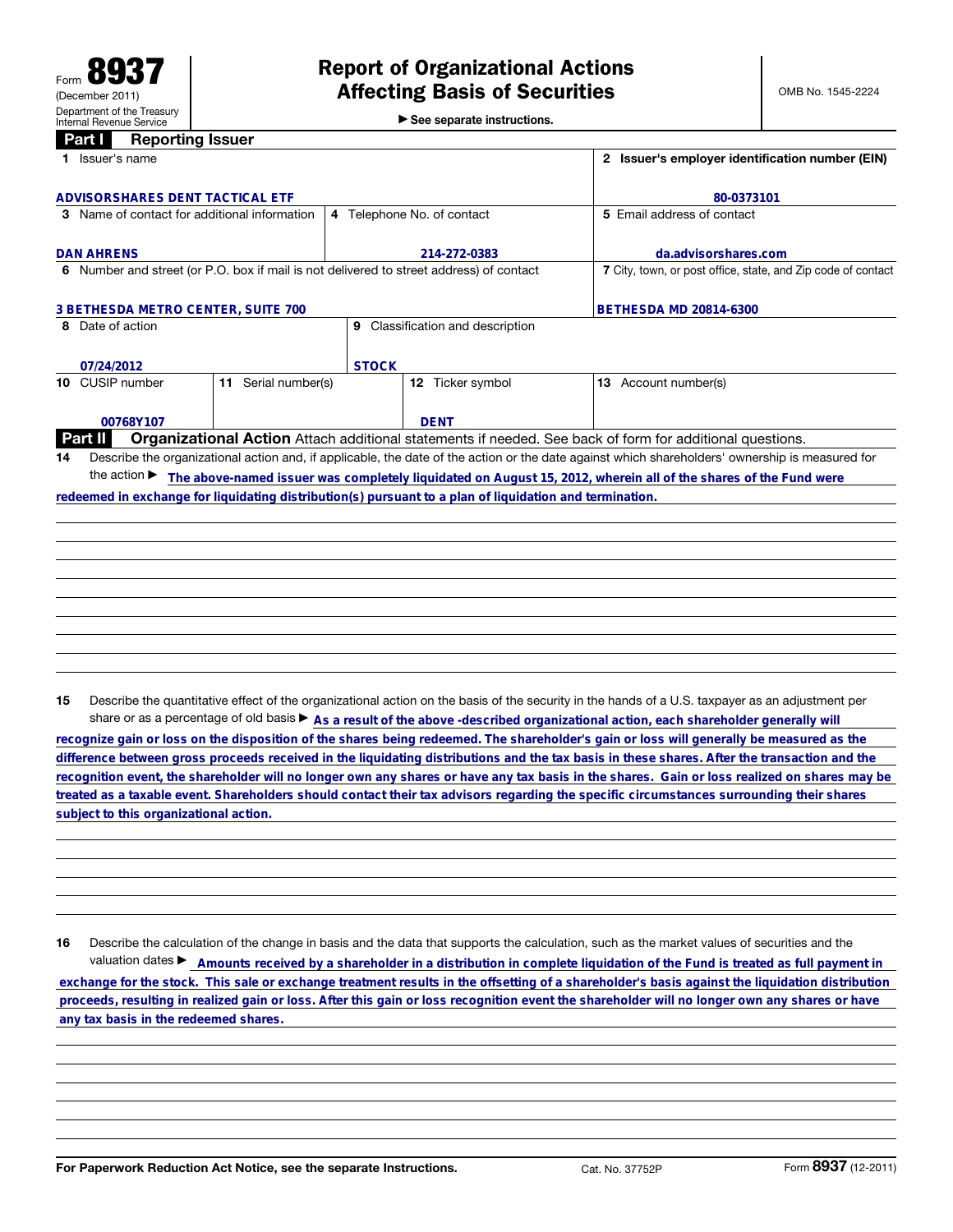Form **8937**
(December 2011)
Department of the Treasury
Internal Revenue Service

# Report of Organizational Actions Affecting Basis of Securities

▶ See separate instructions.

OMB No. 1545-2224

## Part I Reporting Issuer

| 1 Issuer's name | | | 2 Issuer's employer identification number (EIN) |
|---|---|---|---|
| ADVISORSHARES DENT TACTICAL ETF | | | 80-0373101 |
| 3 Name of contact for additional information | 4 Telephone No. of contact | | 5 Email address of contact |
| DAN AHRENS | 214-272-0383 | | da.advisorshares.com |
| 6 Number and street (or P.O. box if mail is not delivered to street address) of contact | | | 7 City, town, or post office, state, and Zip code of contact |
| 3 BETHESDA METRO CENTER, SUITE 700 | | | BETHESDA MD 20814-6300 |
| 8 Date of action | 9 Classification and description | | |
| 07/24/2012 | STOCK | | |
| 10 CUSIP number | 11 Serial number(s) | 12 Ticker symbol | 13 Account number(s) |
| 00768Y107 | | DENT | |

## Part II Organizational Action

Attach additional statements if needed. See back of form for additional questions.

**14** Describe the organizational action and, if applicable, the date of the action or the date against which shareholders' ownership is measured for the action ▶ The above-named issuer was completely liquidated on August 15, 2012, wherein all of the shares of the Fund were redeemed in exchange for liquidating distribution(s) pursuant to a plan of liquidation and termination.

**15** Describe the quantitative effect of the organizational action on the basis of the security in the hands of a U.S. taxpayer as an adjustment per share or as a percentage of old basis ▶ As a result of the above -described organizational action, each shareholder generally will recognize gain or loss on the disposition of the shares being redeemed. The shareholder's gain or loss will generally be measured as the difference between gross proceeds received in the liquidating distributions and the tax basis in these shares. After the transaction and the recognition event, the shareholder will no longer own any shares or have any tax basis in the shares. Gain or loss realized on shares may be treated as a taxable event. Shareholders should contact their tax advisors regarding the specific circumstances surrounding their shares subject to this organizational action.

**16** Describe the calculation of the change in basis and the data that supports the calculation, such as the market values of securities and the valuation dates ▶ Amounts received by a shareholder in a distribution in complete liquidation of the Fund is treated as full payment in exchange for the stock. This sale or exchange treatment results in the offsetting of a shareholder's basis against the liquidation distribution proceeds, resulting in realized gain or loss. After this gain or loss recognition event the shareholder will no longer own any shares or have any tax basis in the redeemed shares.

For Paperwork Reduction Act Notice, see the separate Instructions. Cat. No. 37752P Form **8937** (12-2011)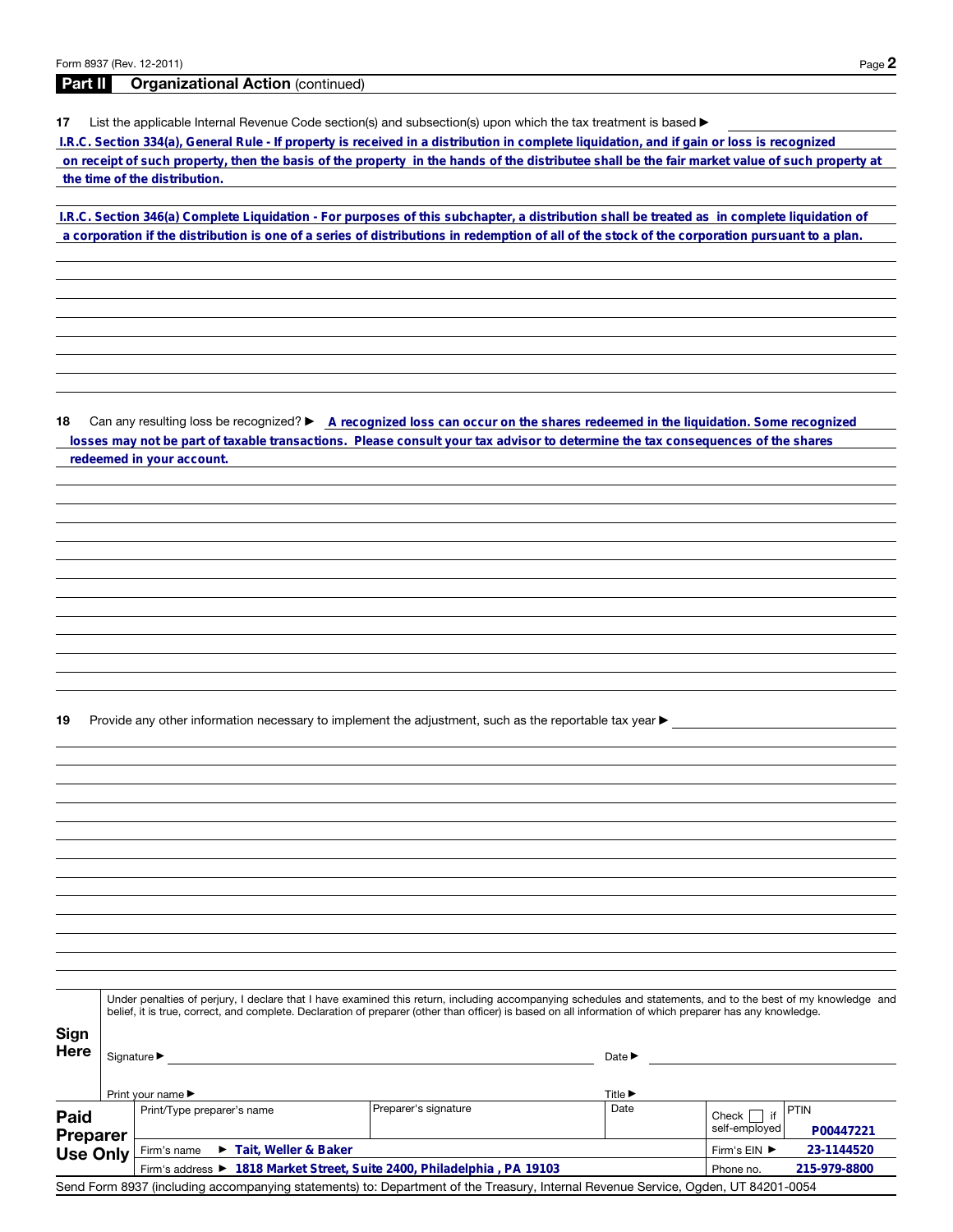## Part II Organizational Action (continued)

**17** List the applicable Internal Revenue Code section(s) and subsection(s) upon which the tax treatment is based ▶

**I.R.C. Section 334(a), General Rule - If property is received in a distribution in complete liquidation, and if gain or loss is recognized on receipt of such property, then the basis of the property in the hands of the distributee shall be the fair market value of such property at the time of the distribution.**

**I.R.C. Section 346(a) Complete Liquidation - For purposes of this subchapter, a distribution shall be treated as in complete liquidation of a corporation if the distribution is one of a series of distributions in redemption of all of the stock of the corporation pursuant to a plan.**

**18** Can any resulting loss be recognized? ▶ **A recognized loss can occur on the shares redeemed in the liquidation. Some recognized losses may not be part of taxable transactions. Please consult your tax advisor to determine the tax consequences of the shares redeemed in your account.**

**19** Provide any other information necessary to implement the adjustment, such as the reportable tax year ▶

**Sign Here**

Under penalties of perjury, I declare that I have examined this return, including accompanying schedules and statements, and to the best of my knowledge and belief, it is true, correct, and complete. Declaration of preparer (other than officer) is based on all information of which preparer has any knowledge.

Signature ▶ Date ▶

Print your name ▶ Title ▶

| Paid Preparer Use Only | | | | | |
|---|---|---|---|---|---|
| Print/Type preparer's name | Preparer's signature | Date | Check ☐ if self-employed | PTIN **P00447221** |
| Firm's name ▶ **Tait, Weller & Baker** | | | Firm's EIN ▶ **23-1144520** | |
| Firm's address ▶ **1818 Market Street, Suite 2400, Philadelphia , PA 19103** | | | Phone no. **215-979-8800** | |

Send Form 8937 (including accompanying statements) to: Department of the Treasury, Internal Revenue Service, Ogden, UT 84201-0054